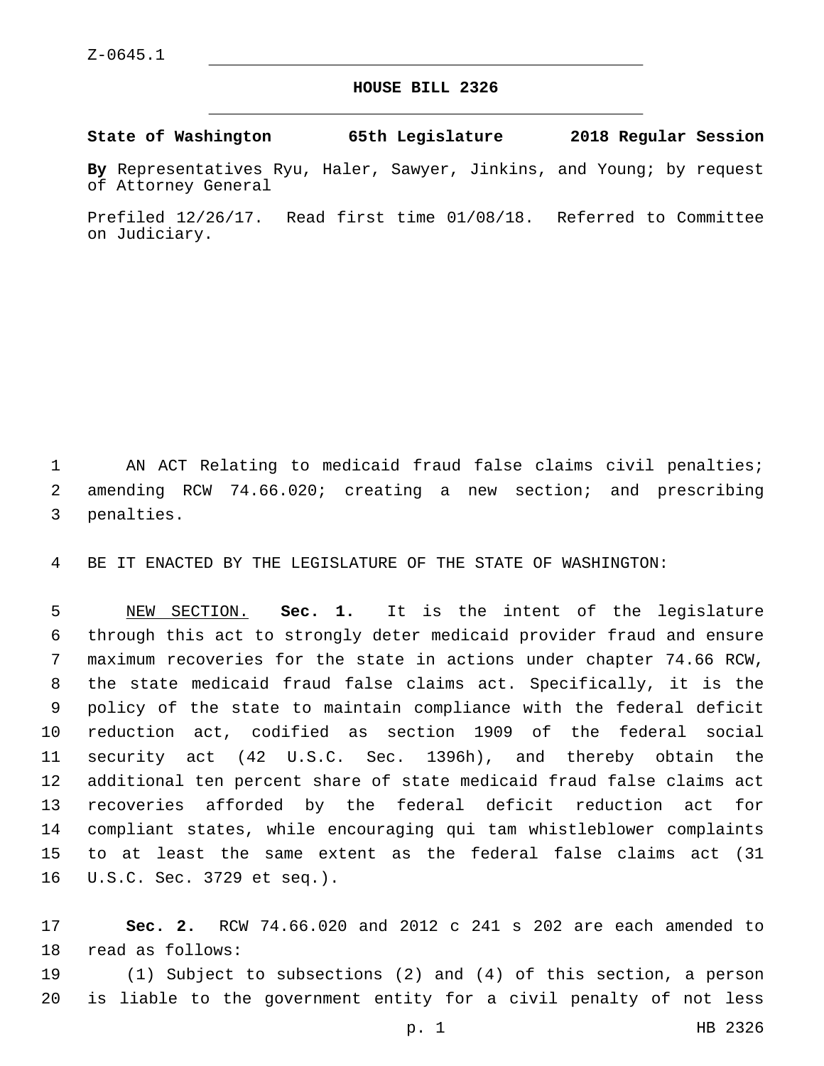Z-0645.1

# HOUSE BILL 2326

**State of Washington 65th Legislature 2018 Regular Session**

**By** Representatives Ryu, Haler, Sawyer, Jinkins, and Young; by request of Attorney General

Prefiled 12/26/17. Read first time 01/08/18. Referred to Committee on Judiciary.

AN ACT Relating to medicaid fraud false claims civil penalties; amending RCW 74.66.020; creating a new section; and prescribing penalties.

BE IT ENACTED BY THE LEGISLATURE OF THE STATE OF WASHINGTON:

NEW SECTION. **Sec. 1.** It is the intent of the legislature through this act to strongly deter medicaid provider fraud and ensure maximum recoveries for the state in actions under chapter 74.66 RCW, the state medicaid fraud false claims act. Specifically, it is the policy of the state to maintain compliance with the federal deficit reduction act, codified as section 1909 of the federal social security act (42 U.S.C. Sec. 1396h), and thereby obtain the additional ten percent share of state medicaid fraud false claims act recoveries afforded by the federal deficit reduction act for compliant states, while encouraging qui tam whistleblower complaints to at least the same extent as the federal false claims act (31 U.S.C. Sec. 3729 et seq.).

**Sec. 2.** RCW 74.66.020 and 2012 c 241 s 202 are each amended to read as follows:

(1) Subject to subsections (2) and (4) of this section, a person is liable to the government entity for a civil penalty of not less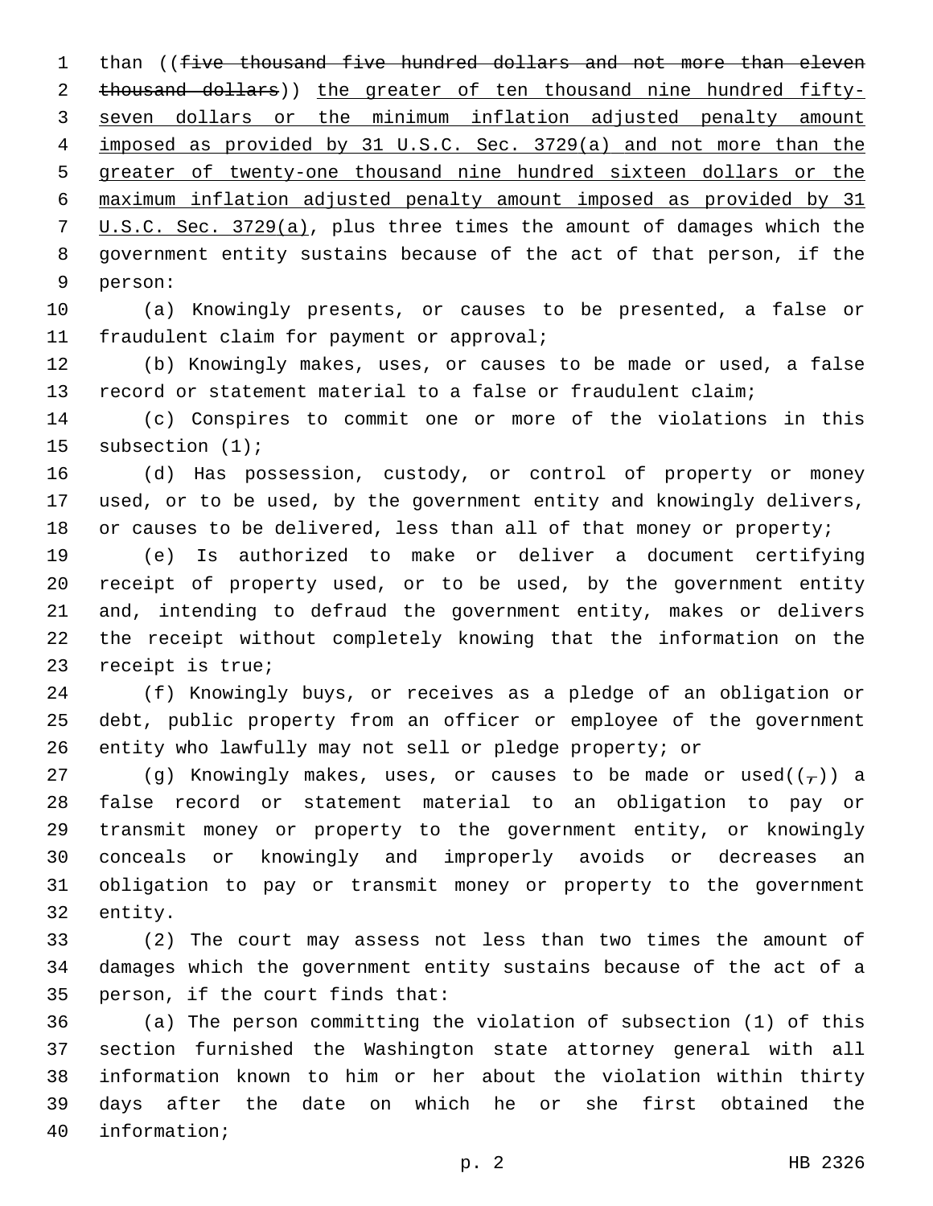than ((~~five thousand five hundred dollars and not more than eleven thousand dollars~~)) <u>the greater of ten thousand nine hundred fifty-seven dollars or the minimum inflation adjusted penalty amount imposed as provided by 31 U.S.C. Sec. 3729(a) and not more than the greater of twenty-one thousand nine hundred sixteen dollars or the maximum inflation adjusted penalty amount imposed as provided by 31 U.S.C. Sec. 3729(a)</u>, plus three times the amount of damages which the government entity sustains because of the act of that person, if the person:

(a) Knowingly presents, or causes to be presented, a false or fraudulent claim for payment or approval;

(b) Knowingly makes, uses, or causes to be made or used, a false record or statement material to a false or fraudulent claim;

(c) Conspires to commit one or more of the violations in this subsection (1);

(d) Has possession, custody, or control of property or money used, or to be used, by the government entity and knowingly delivers, or causes to be delivered, less than all of that money or property;

(e) Is authorized to make or deliver a document certifying receipt of property used, or to be used, by the government entity and, intending to defraud the government entity, makes or delivers the receipt without completely knowing that the information on the receipt is true;

(f) Knowingly buys, or receives as a pledge of an obligation or debt, public property from an officer or employee of the government entity who lawfully may not sell or pledge property; or

(g) Knowingly makes, uses, or causes to be made or used((~~,~~)) a false record or statement material to an obligation to pay or transmit money or property to the government entity, or knowingly conceals or knowingly and improperly avoids or decreases an obligation to pay or transmit money or property to the government entity.

(2) The court may assess not less than two times the amount of damages which the government entity sustains because of the act of a person, if the court finds that:

(a) The person committing the violation of subsection (1) of this section furnished the Washington state attorney general with all information known to him or her about the violation within thirty days after the date on which he or she first obtained the information;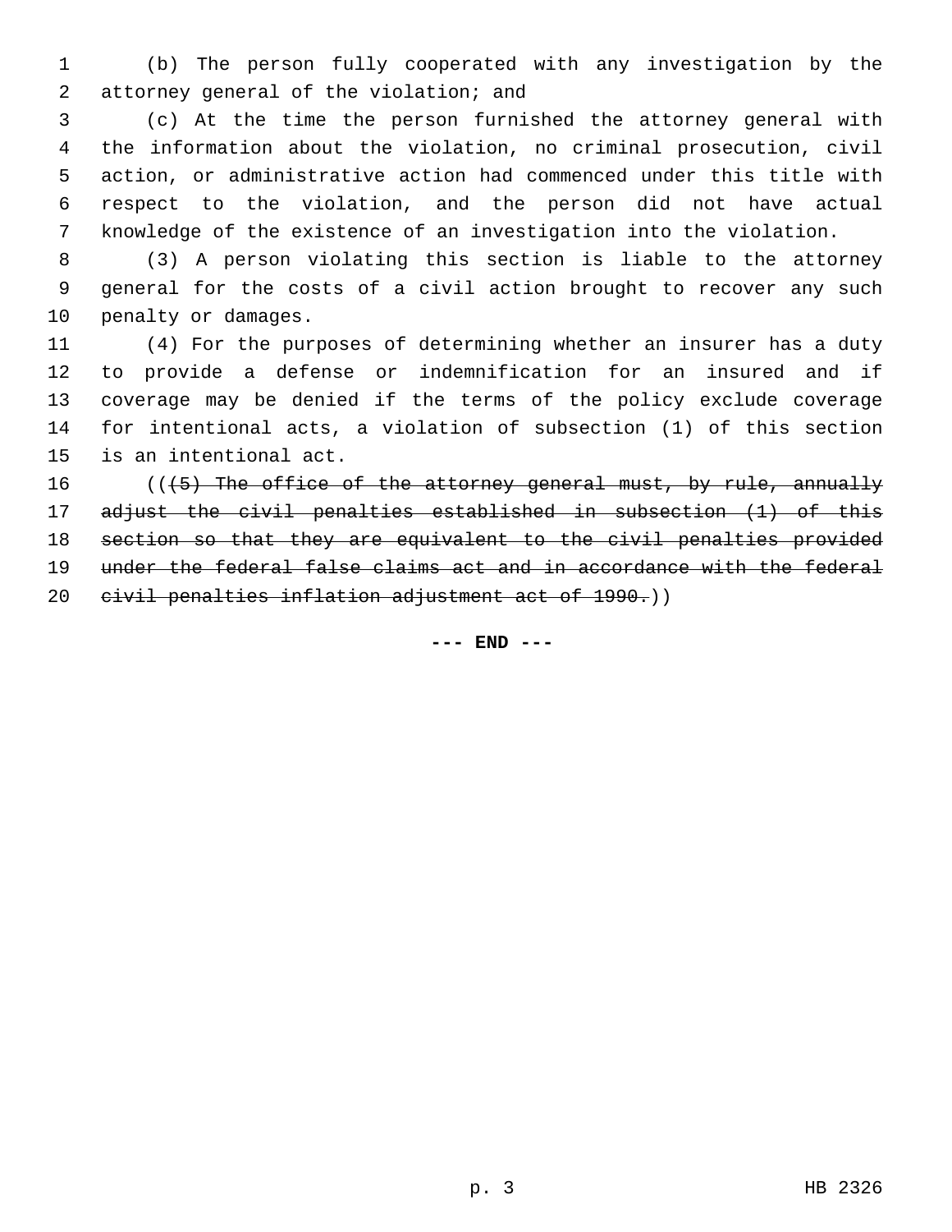(b) The person fully cooperated with any investigation by the attorney general of the violation; and

(c) At the time the person furnished the attorney general with the information about the violation, no criminal prosecution, civil action, or administrative action had commenced under this title with respect to the violation, and the person did not have actual knowledge of the existence of an investigation into the violation.

(3) A person violating this section is liable to the attorney general for the costs of a civil action brought to recover any such penalty or damages.

(4) For the purposes of determining whether an insurer has a duty to provide a defense or indemnification for an insured and if coverage may be denied if the terms of the policy exclude coverage for intentional acts, a violation of subsection (1) of this section is an intentional act.

((~~(5) The office of the attorney general must, by rule, annually adjust the civil penalties established in subsection (1) of this section so that they are equivalent to the civil penalties provided under the federal false claims act and in accordance with the federal civil penalties inflation adjustment act of 1990.~~))

**--- END ---**